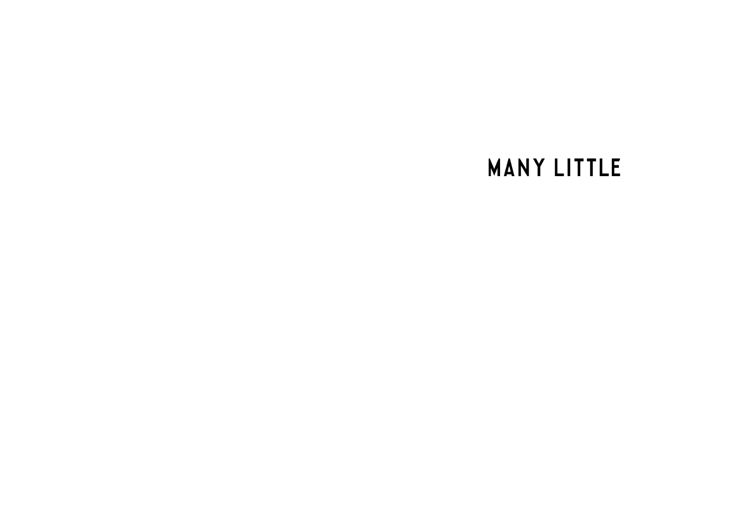# MANY LITTLE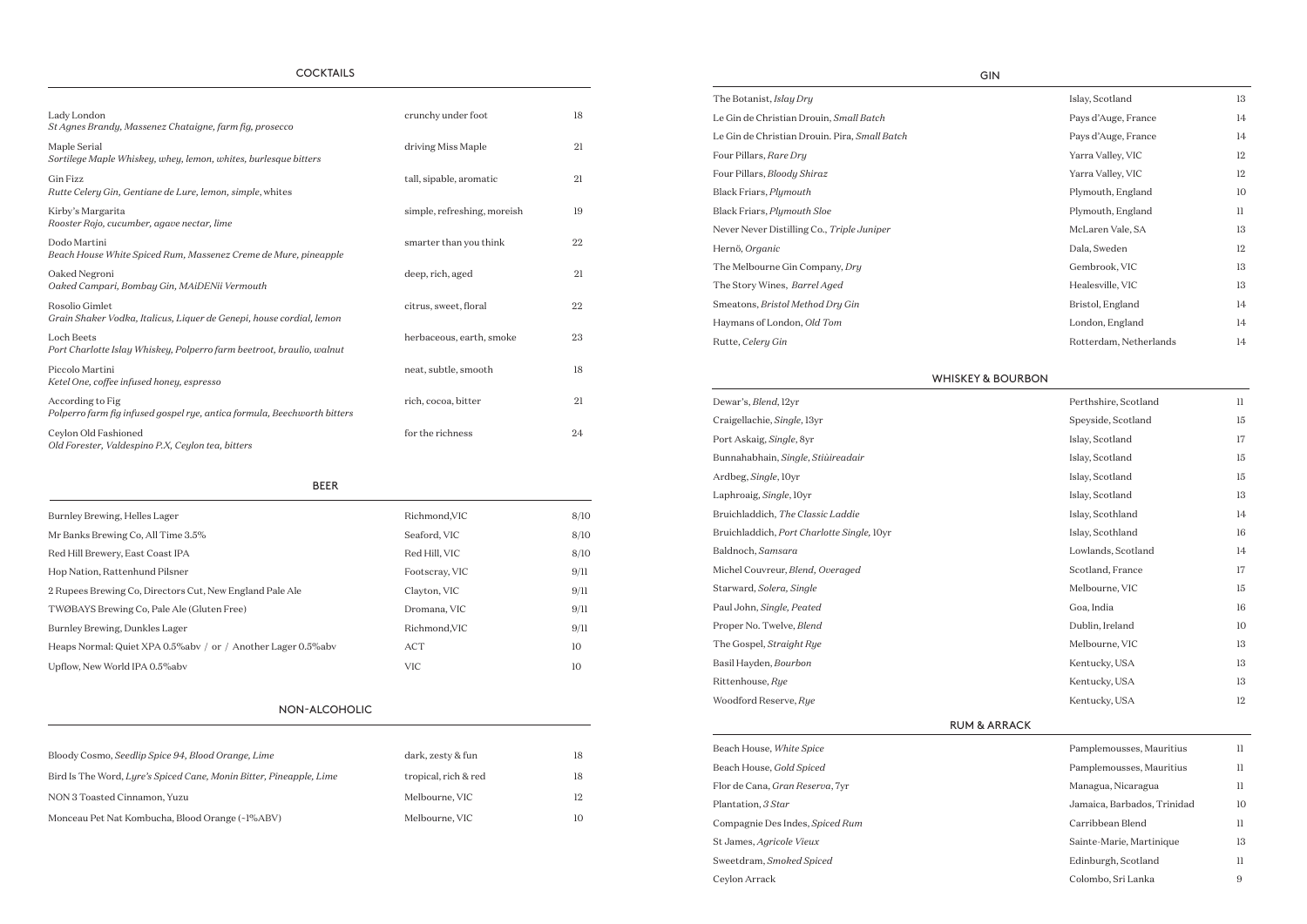## COCKTAILS

| Cocktail | Description | Price |
|---|---|---|
| Lady London<br>*St Agnes Brandy, Massenez Chataigne, farm fig, prosecco* | crunchy under foot | 18 |
| Maple Serial<br>*Sortilege Maple Whiskey, whey, lemon, whites, burlesque bitters* | driving Miss Maple | 21 |
| Gin Fizz<br>*Rutte Celery Gin, Gentiane de Lure, lemon, simple,* whites | tall, sipable, aromatic | 21 |
| Kirby's Margarita<br>*Rooster Rojo, cucumber, agave nectar, lime* | simple, refreshing, moreish | 19 |
| Dodo Martini<br>*Beach House White Spiced Rum, Massenez Creme de Mure, pineapple* | smarter than you think | 22 |
| Oaked Negroni<br>*Oaked Campari, Bombay Gin, MAiDENii Vermouth* | deep, rich, aged | 21 |
| Rosolio Gimlet<br>*Grain Shaker Vodka, Italicus, Liquer de Genepi, house cordial, lemon* | citrus, sweet, floral | 22 |
| Loch Beets<br>*Port Charlotte Islay Whiskey, Polperro farm beetroot, braulio, walnut* | herbaceous, earth, smoke | 23 |
| Piccolo Martini<br>*Ketel One, coffee infused honey, espresso* | neat, subtle, smooth | 18 |
| According to Fig<br>*Polperro farm fig infused gospel rye, antica formula, Beechworth bitters* | rich, cocoa, bitter | 21 |
| Ceylon Old Fashioned<br>*Old Forester, Valdespino P.X, Ceylon tea, bitters* | for the richness | 24 |

## BEER

| Beer | Origin | Price |
|---|---|---|
| Burnley Brewing, Helles Lager | Richmond,VIC | 8/10 |
| Mr Banks Brewing Co, All Time 3.5% | Seaford, VIC | 8/10 |
| Red Hill Brewery, East Coast IPA | Red Hill, VIC | 8/10 |
| Hop Nation, Rattenhund Pilsner | Footscray, VIC | 9/11 |
| 2 Rupees Brewing Co, Directors Cut, New England Pale Ale | Clayton, VIC | 9/11 |
| TWØBAYS Brewing Co, Pale Ale (Gluten Free) | Dromana, VIC | 9/11 |
| Burnley Brewing, Dunkles Lager | Richmond,VIC | 9/11 |
| Heaps Normal: Quiet XPA 0.5%abv / or / Another Lager 0.5%abv | ACT | 10 |
| Upflow, New World IPA 0.5%abv | VIC | 10 |

## NON-ALCOHOLIC

| Drink | Description | Price |
|---|---|---|
| Bloody Cosmo, *Seedlip Spice 94, Blood Orange, Lime* | dark, zesty & fun | 18 |
| Bird Is The Word, *Lyre's Spiced Cane, Monin Bitter, Pineapple, Lime* | tropical, rich & red | 18 |
| NON 3 Toasted Cinnamon, Yuzu | Melbourne, VIC | 12 |
| Monceau Pet Nat Kombucha, Blood Orange (~1%ABV) | Melbourne, VIC | 10 |

## GIN

| Gin | Origin | Price |
|---|---|---|
| The Botanist, *Islay Dry* | Islay, Scotland | 13 |
| Le Gin de Christian Drouin, *Small Batch* | Pays d'Auge, France | 14 |
| Le Gin de Christian Drouin. Pira, *Small Batch* | Pays d'Auge, France | 14 |
| Four Pillars, *Rare Dry* | Yarra Valley, VIC | 12 |
| Four Pillars, *Bloody Shiraz* | Yarra Valley, VIC | 12 |
| Black Friars, *Plymouth* | Plymouth, England | 10 |
| Black Friars, *Plymouth Sloe* | Plymouth, England | 11 |
| Never Never Distilling Co., *Triple Juniper* | McLaren Vale, SA | 13 |
| Hernö, *Organic* | Dala, Sweden | 12 |
| The Melbourne Gin Company, *Dry* | Gembrook, VIC | 13 |
| The Story Wines, *Barrel Aged* | Healesville, VIC | 13 |
| Smeatons, *Bristol Method Dry Gin* | Bristol, England | 14 |
| Haymans of London, *Old Tom* | London, England | 14 |
| Rutte, *Celery Gin* | Rotterdam, Netherlands | 14 |

## WHISKEY & BOURBON

| Whiskey | Origin | Price |
|---|---|---|
| Dewar's, *Blend*, 12yr | Perthshire, Scotland | 11 |
| Craigellachie, *Single*, 13yr | Speyside, Scotland | 15 |
| Port Askaig, *Single*, 8yr | Islay, Scotland | 17 |
| Bunnahabhain, *Single*, *Stiùireadair* | Islay, Scotland | 15 |
| Ardbeg, *Single*, 10yr | Islay, Scotland | 15 |
| Laphroaig, *Single*, 10yr | Islay, Scotland | 13 |
| Bruichladdich, *The Classic Laddie* | Islay, Scothland | 14 |
| Bruichladdich, *Port Charlotte Single*, 10yr | Islay, Scothland | 16 |
| Baldnoch, *Samsara* | Lowlands, Scotland | 14 |
| Michel Couvreur, *Blend, Overaged* | Scotland, France | 17 |
| Starward, *Solera, Single* | Melbourne, VIC | 15 |
| Paul John, *Single, Peated* | Goa, India | 16 |
| Proper No. Twelve, *Blend* | Dublin, Ireland | 10 |
| The Gospel, *Straight Rye* | Melbourne, VIC | 13 |
| Basil Hayden, *Bourbon* | Kentucky, USA | 13 |
| Rittenhouse, *Rye* | Kentucky, USA | 13 |
| Woodford Reserve, *Rye* | Kentucky, USA | 12 |

## RUM & ARRACK

| Rum | Origin | Price |
|---|---|---|
| Beach House, *White Spice* | Pamplemousses, Mauritius | 11 |
| Beach House, *Gold Spiced* | Pamplemousses, Mauritius | 11 |
| Flor de Cana, *Gran Reserva*, 7yr | Managua, Nicaragua | 11 |
| Plantation, *3 Star* | Jamaica, Barbados, Trinidad | 10 |
| Compagnie Des Indes, *Spiced Rum* | Carribbean Blend | 11 |
| St James, *Agricole Vieux* | Sainte-Marie, Martinique | 13 |
| Sweetdram, *Smoked Spiced* | Edinburgh, Scotland | 11 |
| Ceylon Arrack | Colombo, Sri Lanka | 9 |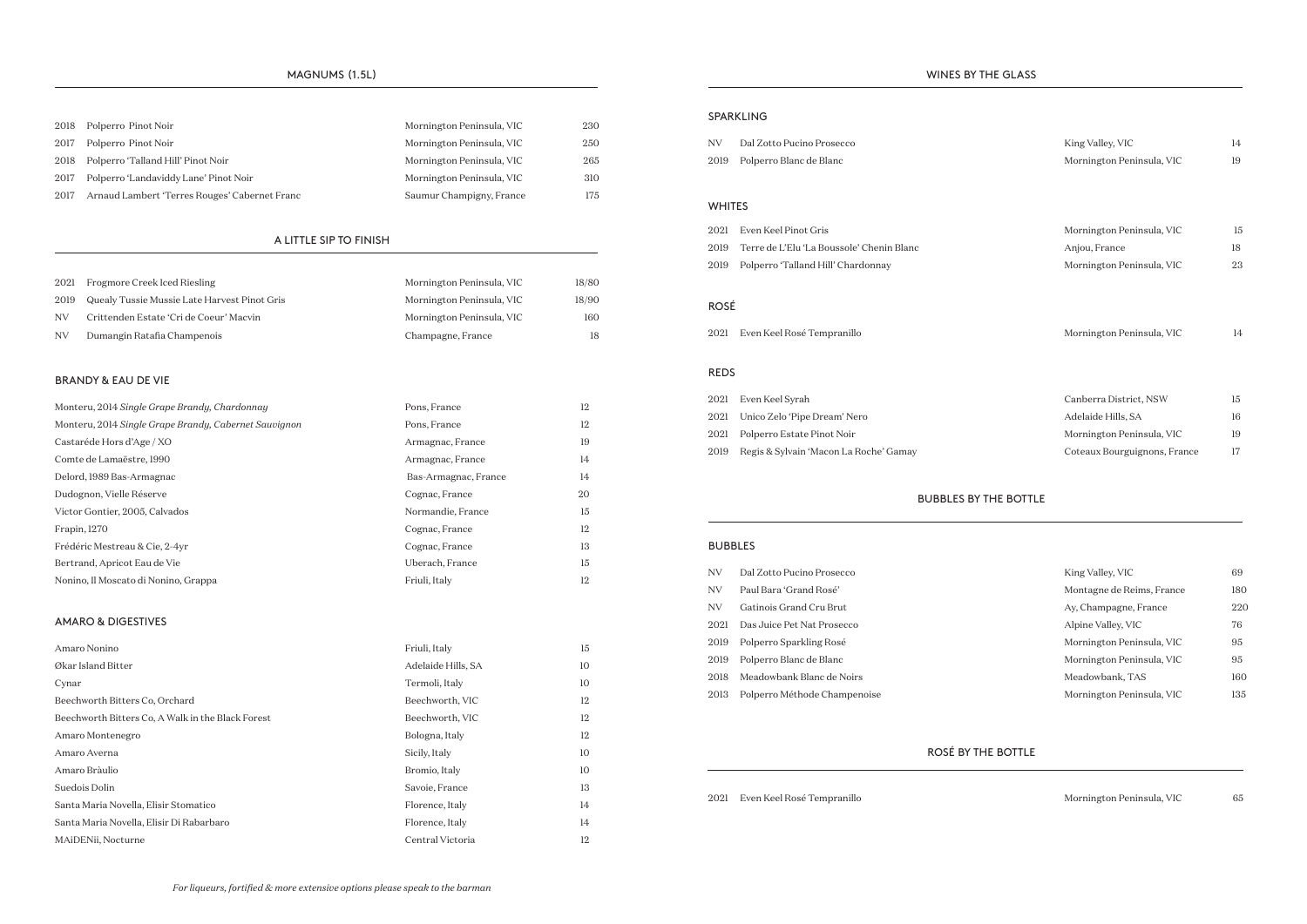## MAGNUMS (1.5L)

| | | | |
|---|---|---|---|
| 2018 | Polperro Pinot Noir | Mornington Peninsula, VIC | 230 |
| 2017 | Polperro Pinot Noir | Mornington Peninsula, VIC | 250 |
| 2018 | Polperro 'Talland Hill' Pinot Noir | Mornington Peninsula, VIC | 265 |
| 2017 | Polperro 'Landaviddy Lane' Pinot Noir | Mornington Peninsula, VIC | 310 |
| 2017 | Arnaud Lambert 'Terres Rouges' Cabernet Franc | Saumur Champigny, France | 175 |

## A LITTLE SIP TO FINISH

| | | | |
|---|---|---|---|
| 2021 | Frogmore Creek Iced Riesling | Mornington Peninsula, VIC | 18/80 |
| 2019 | Quealy Tussie Mussie Late Harvest Pinot Gris | Mornington Peninsula, VIC | 18/90 |
| NV | Crittenden Estate 'Cri de Coeur' Macvin | Mornington Peninsula, VIC | 160 |
| NV | Dumangin Ratafia Champenois | Champagne, France | 18 |

### BRANDY & EAU DE VIE

| | | |
|---|---|---|
| Monteru, 2014 *Single Grape Brandy, Chardonnay* | Pons, France | 12 |
| Monteru, 2014 *Single Grape Brandy, Cabernet Sauvignon* | Pons, France | 12 |
| Castaréde Hors d'Age / XO | Armagnac, France | 19 |
| Comte de Lamaëstre, 1990 | Armagnac, France | 14 |
| Delord, 1989 Bas-Armagnac | Bas-Armagnac, France | 14 |
| Dudognon, Vielle Réserve | Cognac, France | 20 |
| Victor Gontier, 2005, Calvados | Normandie, France | 15 |
| Frapin, 1270 | Cognac, France | 12 |
| Frédéric Mestreau & Cie, 2-4yr | Cognac, France | 13 |
| Bertrand, Apricot Eau de Vie | Uberach, France | 15 |
| Nonino, Il Moscato di Nonino, Grappa | Friuli, Italy | 12 |

### AMARO & DIGESTIVES

| | | |
|---|---|---|
| Amaro Nonino | Friuli, Italy | 15 |
| Økar Island Bitter | Adelaide Hills, SA | 10 |
| Cynar | Termoli, Italy | 10 |
| Beechworth Bitters Co, Orchard | Beechworth, VIC | 12 |
| Beechworth Bitters Co, A Walk in the Black Forest | Beechworth, VIC | 12 |
| Amaro Montenegro | Bologna, Italy | 12 |
| Amaro Averna | Sicily, Italy | 10 |
| Amaro Bràulio | Bromio, Italy | 10 |
| Suedois Dolin | Savoie, France | 13 |
| Santa Maria Novella, Elisir Stomatico | Florence, Italy | 14 |
| Santa Maria Novella, Elisir Di Rabarbaro | Florence, Italy | 14 |
| MAiDENii, Nocturne | Central Victoria | 12 |

*For liqueurs, fortified & more extensive options please speak to the barman*

## WINES BY THE GLASS

### SPARKLING

| | | | |
|---|---|---|---|
| NV | Dal Zotto Pucino Prosecco | King Valley, VIC | 14 |
| 2019 | Polperro Blanc de Blanc | Mornington Peninsula, VIC | 19 |

### WHITES

| | | | |
|---|---|---|---|
| 2021 | Even Keel Pinot Gris | Mornington Peninsula, VIC | 15 |
| 2019 | Terre de L'Elu 'La Boussole' Chenin Blanc | Anjou, France | 18 |
| 2019 | Polperro 'Talland Hill' Chardonnay | Mornington Peninsula, VIC | 23 |

### ROSÉ

| | | | |
|---|---|---|---|
| 2021 | Even Keel Rosé Tempranillo | Mornington Peninsula, VIC | 14 |

### REDS

| | | | |
|---|---|---|---|
| 2021 | Even Keel Syrah | Canberra District, NSW | 15 |
| 2021 | Unico Zelo 'Pipe Dream' Nero | Adelaide Hills, SA | 16 |
| 2021 | Polperro Estate Pinot Noir | Mornington Peninsula, VIC | 19 |
| 2019 | Regis & Sylvain 'Macon La Roche' Gamay | Coteaux Bourguignons, France | 17 |

## BUBBLES BY THE BOTTLE

### BUBBLES

| | | | |
|---|---|---|---|
| NV | Dal Zotto Pucino Prosecco | King Valley, VIC | 69 |
| NV | Paul Bara 'Grand Rosé' | Montagne de Reims, France | 180 |
| NV | Gatinois Grand Cru Brut | Ay, Champagne, France | 220 |
| 2021 | Das Juice Pet Nat Prosecco | Alpine Valley, VIC | 76 |
| 2019 | Polperro Sparkling Rosé | Mornington Peninsula, VIC | 95 |
| 2019 | Polperro Blanc de Blanc | Mornington Peninsula, VIC | 95 |
| 2018 | Meadowbank Blanc de Noirs | Meadowbank, TAS | 160 |
| 2013 | Polperro Méthode Champenoise | Mornington Peninsula, VIC | 135 |

## ROSÉ BY THE BOTTLE

| | | | |
|---|---|---|---|
| 2021 | Even Keel Rosé Tempranillo | Mornington Peninsula, VIC | 65 |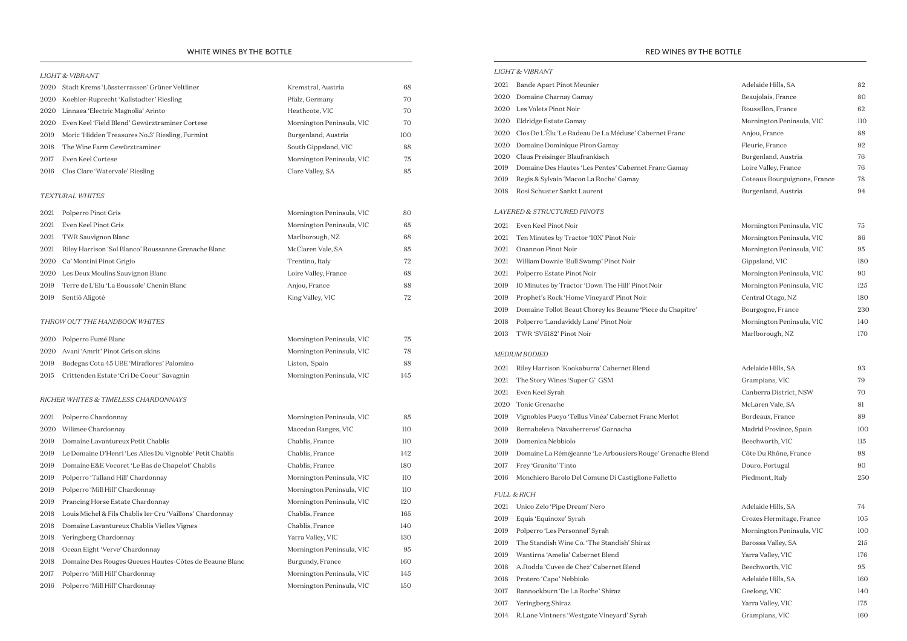## WHITE WINES BY THE BOTTLE

*LIGHT & VIBRANT*

| | | | |
|---|---|---|---|
| 2020 | Stadt Krems 'Lössterrassen' Grüner Veltliner | Kremstral, Austria | 68 |
| 2020 | Koehler-Ruprecht 'Kallstadter' Riesling | Pfalz, Germany | 70 |
| 2020 | Linnaea 'Electric Magnolia' Arinto | Heathcote, VIC | 70 |
| 2020 | Even Keel 'Field Blend' Gewürztraminer Cortese | Mornington Peninsula, VIC | 70 |
| 2019 | Moric 'Hidden Treasures No.3' Riesling, Furmint | Burgenland, Austria | 100 |
| 2018 | The Wine Farm Gewürztraminer | South Gippsland, VIC | 88 |
| 2017 | Even Keel Cortese | Mornington Peninsula, VIC | 75 |
| 2016 | Clos Clare 'Watervale' Riesling | Clare Valley, SA | 85 |

*TEXTURAL WHITES*

| | | | |
|---|---|---|---|
| 2021 | Polperro Pinot Gris | Mornington Peninsula, VIC | 80 |
| 2021 | Even Keel Pinot Gris | Mornington Peninsula, VIC | 65 |
| 2021 | TWR Sauvignon Blanc | Marlborough, NZ | 68 |
| 2021 | Riley Harrison 'Sol Blanco' Roussanne Grenache Blanc | McClaren Vale, SA | 85 |
| 2020 | Ca' Montini Pinot Grigio | Trentino, Italy | 72 |
| 2020 | Les Deux Moulins Sauvignon Blanc | Loire Valley, France | 68 |
| 2019 | Terre de L'Elu 'La Boussole' Chenin Blanc | Anjou, France | 88 |
| 2019 | Sentiō Aligoté | King Valley, VIC | 72 |

*THROW OUT THE HANDBOOK WHITES*

| | | | |
|---|---|---|---|
| 2020 | Polperro Fumé Blanc | Mornington Peninsula, VIC | 75 |
| 2020 | Avani 'Amrit' Pinot Gris on skins | Mornington Peninsula, VIC | 78 |
| 2019 | Bodegas Cota 45 UBE 'Miraflores' Palomino | Liston, Spain | 88 |
| 2015 | Crittenden Estate 'Cri De Coeur' Savagnin | Mornington Peninsula, VIC | 145 |

*RICHER WHITES & TIMELESS CHARDONNAYS*

| | | | |
|---|---|---|---|
| 2021 | Polperro Chardonnay | Mornington Peninsula, VIC | 85 |
| 2020 | Wilimee Chardonnay | Macedon Ranges, VIC | 110 |
| 2019 | Domaine Lavantureux Petit Chablis | Chablis, France | 110 |
| 2019 | Le Domaine D'Henri 'Les Alles Du Vignoble' Petit Chablis | Chablis, France | 142 |
| 2019 | Domaine E&E Vocoret 'Le Bas de Chapelot' Chablis | Chablis, France | 180 |
| 2019 | Polperro 'Talland Hill' Chardonnay | Mornington Peninsula, VIC | 110 |
| 2019 | Polperro 'Mill Hill' Chardonnay | Mornington Peninsula, VIC | 110 |
| 2019 | Prancing Horse Estate Chardonnay | Mornington Peninsula, VIC | 120 |
| 2018 | Louis Michel & Fils Chablis 1er Cru 'Vaillons' Chardonnay | Chablis, France | 165 |
| 2018 | Domaine Lavantureux Chablis Vielles Vignes | Chablis, France | 140 |
| 2018 | Yeringberg Chardonnay | Yarra Valley, VIC | 130 |
| 2018 | Ocean Eight 'Verve' Chardonnay | Mornington Peninsula, VIC | 95 |
| 2018 | Domaine Des Rouges Queues Hautes-Côtes de Beaune Blanc | Burgundy, France | 160 |
| 2017 | Polperro 'Mill Hill' Chardonnay | Mornington Peninsula, VIC | 145 |
| 2016 | Polperro 'Mill Hill' Chardonnay | Mornington Peninsula, VIC | 150 |

## RED WINES BY THE BOTTLE

*LIGHT & VIBRANT*

| | | | |
|---|---|---|---|
| 2021 | Bande Apart Pinot Meunier | Adelaide Hills, SA | 82 |
| 2020 | Domaine Charnay Gamay | Beaujolais, France | 80 |
| 2020 | Les Volets Pinot Noir | Roussillon, France | 62 |
| 2020 | Eldridge Estate Gamay | Mornington Peninsula, VIC | 110 |
| 2020 | Clos De L'Èlu 'Le Radeau De La Méduse' Cabernet Franc | Anjou, France | 88 |
| 2020 | Domaine Dominique Piron Gamay | Fleurie, France | 92 |
| 2020 | Claus Preisinger Blaufrankisch | Burgenland, Austria | 76 |
| 2019 | Domaine Des Hautes 'Les Pentes' Cabernet Franc Gamay | Loire Valley, France | 76 |
| 2019 | Regis & Sylvain 'Macon La Roche' Gamay | Coteaux Bourguignons, France | 78 |
| 2018 | Rosi Schuster Sankt Laurent | Burgenland, Austria | 94 |

*LAYERED & STRUCTURED PINOTS*

| | | | |
|---|---|---|---|
| 2021 | Even Keel Pinot Noir | Mornington Peninsula, VIC | 75 |
| 2021 | Ten Minutes by Tractor '10X' Pinot Noir | Mornington Peninsula, VIC | 86 |
| 2021 | Onannon Pinot Noir | Mornington Peninsula, VIC | 95 |
| 2021 | William Downie 'Bull Swamp' Pinot Noir | Gippsland, VIC | 180 |
| 2021 | Polperro Estate Pinot Noir | Mornington Peninsula, VIC | 90 |
| 2019 | 10 Minutes by Tractor 'Down The Hill' Pinot Noir | Mornington Peninsula, VIC | 125 |
| 2019 | Prophet's Rock 'Home Vineyard' Pinot Noir | Central Otago, NZ | 180 |
| 2019 | Domaine Tollot Beaut Chorey les Beaune 'Piece du Chapitre' | Bourgogne, France | 230 |
| 2018 | Polperro 'Landaviddy Lane' Pinot Noir | Mornington Peninsula, VIC | 140 |
| 2013 | TWR 'SV5182' Pinot Noir | Marlborough, NZ | 170 |

*MEDIUM BODIED*

| | | | |
|---|---|---|---|
| 2021 | Riley Harrison 'Kookaburra' Cabernet Blend | Adelaide Hills, SA | 93 |
| 2021 | The Story Wines 'Super G' GSM | Grampians, VIC | 79 |
| 2021 | Even Keel Syrah | Canberra District, NSW | 70 |
| 2020 | Tonic Grenache | McLaren Vale, SA | 81 |
| 2019 | Vignobles Pueyo 'Tellus Vinéa' Cabernet Franc Merlot | Bordeaux, France | 89 |
| 2019 | Bernabeleva 'Navaherreros' Garnacha | Madrid Province, Spain | 100 |
| 2019 | Domenica Nebbiolo | Beechworth, VIC | 115 |
| 2019 | Domaine La Réméjeanne 'Le Arbousiers Rouge' Grenache Blend | Côte Du Rhône, France | 98 |
| 2017 | Frey 'Granito' Tinto | Douro, Portugal | 90 |
| 2016 | Monchiero Barolo Del Comune Di Castiglione Falletto | Piedmont, Italy | 250 |

*FULL & RICH*

| | | | |
|---|---|---|---|
| 2021 | Unico Zelo 'Pipe Dream' Nero | Adelaide Hills, SA | 74 |
| 2019 | Equis 'Equinoxe' Syrah | Crozes Hermitage, France | 105 |
| 2019 | Polperro 'Les Personnel' Syrah | Mornington Peninsula, VIC | 100 |
| 2019 | The Standish Wine Co. 'The Standish' Shiraz | Barossa Valley, SA | 215 |
| 2019 | Wantirna 'Amelia' Cabernet Blend | Yarra Valley, VIC | 176 |
| 2018 | A.Rodda 'Cuvee de Chez' Cabernet Blend | Beechworth, VIC | 95 |
| 2018 | Protero 'Capo' Nebbiolo | Adelaide Hills, SA | 160 |
| 2017 | Bannockburn 'De La Roche' Shiraz | Geelong, VIC | 140 |
| 2017 | Yeringberg Shiraz | Yarra Valley, VIC | 175 |
| 2014 | R.Lane Vintners 'Westgate Vineyard' Syrah | Grampians, VIC | 160 |